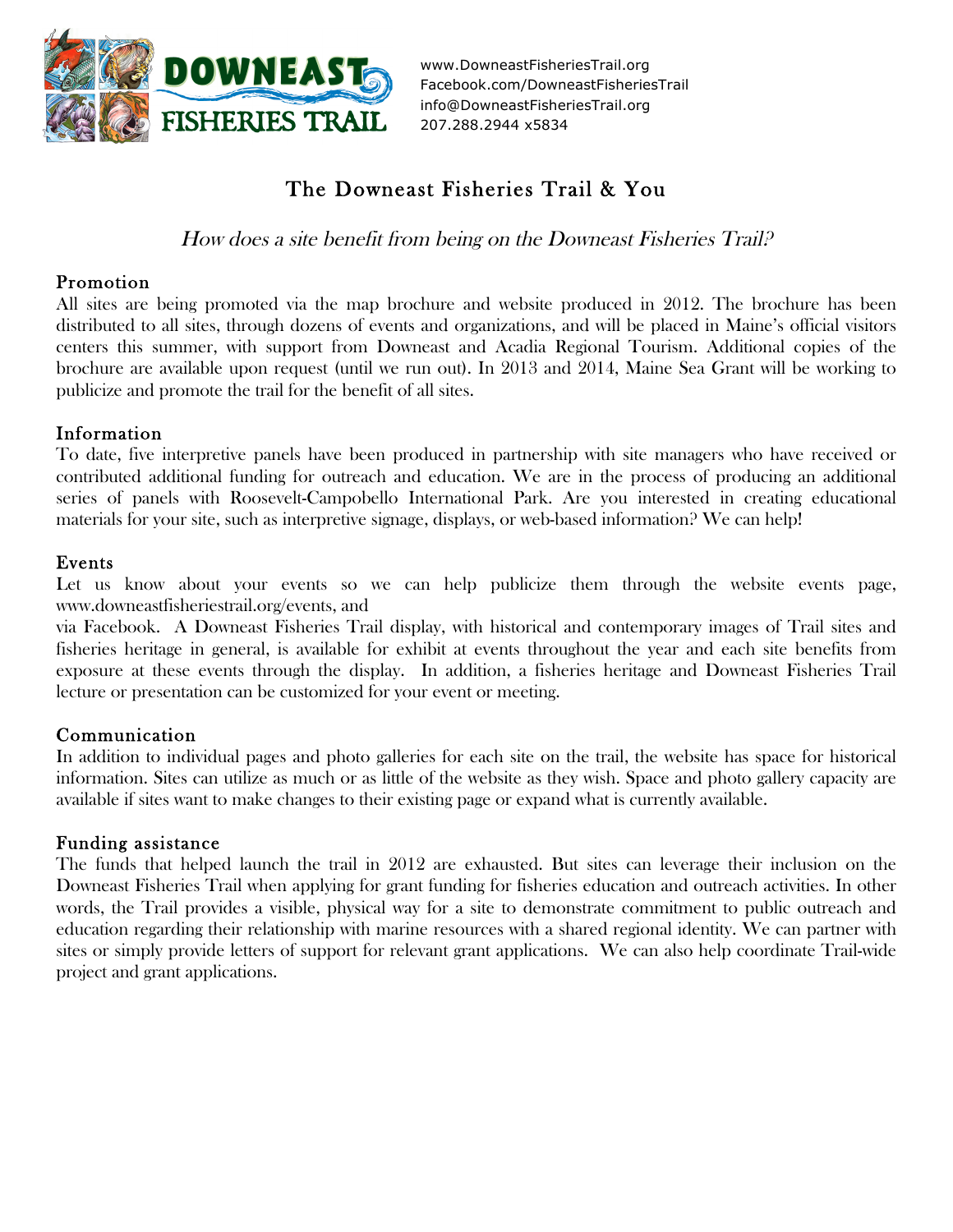DOWNEAST FISHERIES TRAIL

www.DowneastFisheriesTrail.org
Facebook.com/DowneastFisheriesTrail
info@DowneastFisheriesTrail.org
207.288.2944 x5834

# The Downeast Fisheries Trail & You

*How does a site benefit from being on the Downeast Fisheries Trail?*

## Promotion

All sites are being promoted via the map brochure and website produced in 2012. The brochure has been distributed to all sites, through dozens of events and organizations, and will be placed in Maine's official visitors centers this summer, with support from Downeast and Acadia Regional Tourism. Additional copies of the brochure are available upon request (until we run out). In 2013 and 2014, Maine Sea Grant will be working to publicize and promote the trail for the benefit of all sites.

## Information

To date, five interpretive panels have been produced in partnership with site managers who have received or contributed additional funding for outreach and education. We are in the process of producing an additional series of panels with Roosevelt-Campobello International Park. Are you interested in creating educational materials for your site, such as interpretive signage, displays, or web-based information? We can help!

## Events

Let us know about your events so we can help publicize them through the website events page, www.downeastfisheriestrail.org/events, and via Facebook. A Downeast Fisheries Trail display, with historical and contemporary images of Trail sites and fisheries heritage in general, is available for exhibit at events throughout the year and each site benefits from exposure at these events through the display. In addition, a fisheries heritage and Downeast Fisheries Trail lecture or presentation can be customized for your event or meeting.

## Communication

In addition to individual pages and photo galleries for each site on the trail, the website has space for historical information. Sites can utilize as much or as little of the website as they wish. Space and photo gallery capacity are available if sites want to make changes to their existing page or expand what is currently available.

## Funding assistance

The funds that helped launch the trail in 2012 are exhausted. But sites can leverage their inclusion on the Downeast Fisheries Trail when applying for grant funding for fisheries education and outreach activities. In other words, the Trail provides a visible, physical way for a site to demonstrate commitment to public outreach and education regarding their relationship with marine resources with a shared regional identity. We can partner with sites or simply provide letters of support for relevant grant applications. We can also help coordinate Trail-wide project and grant applications.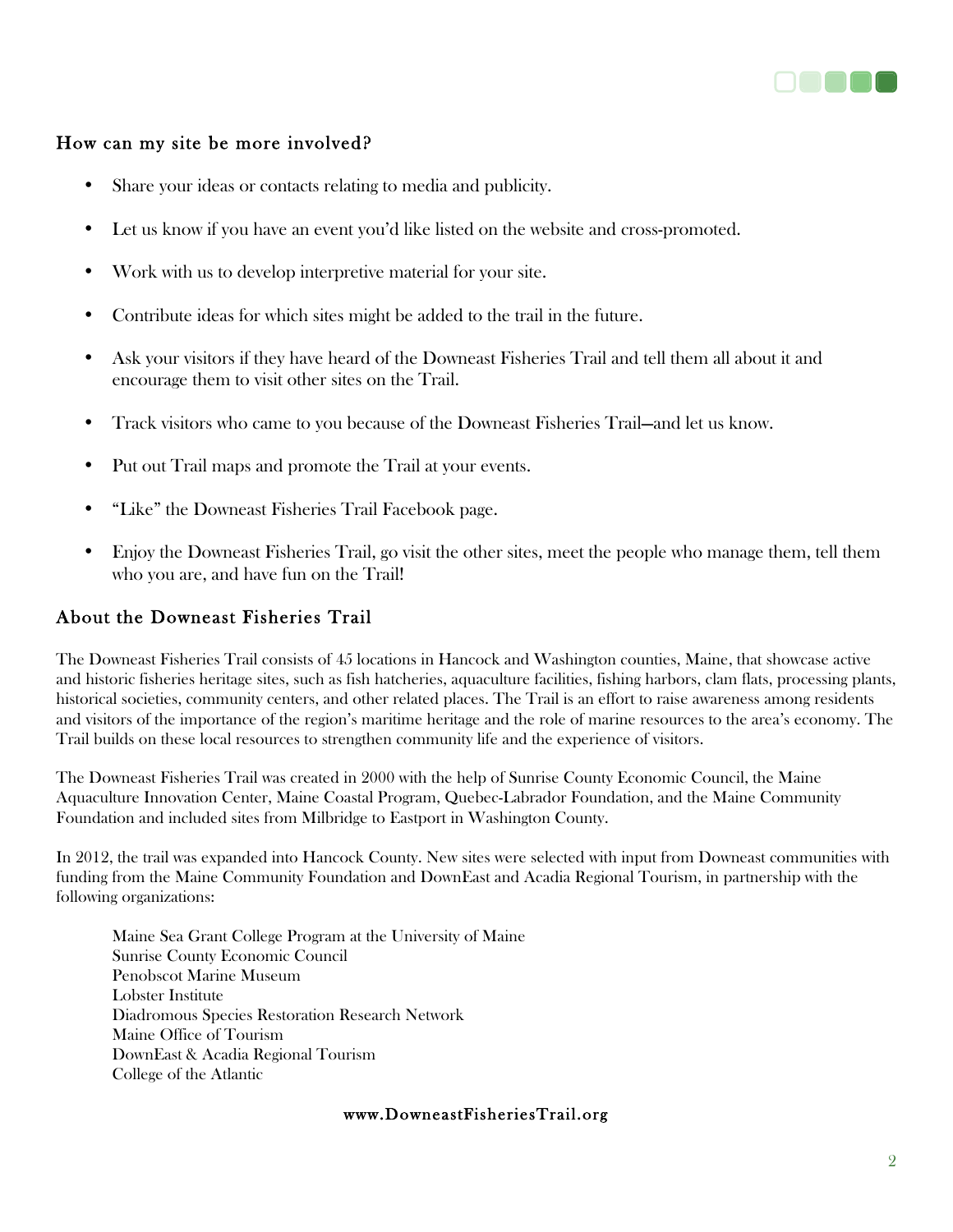## How can my site be more involved?

- Share your ideas or contacts relating to media and publicity.
- Let us know if you have an event you'd like listed on the website and cross-promoted.
- Work with us to develop interpretive material for your site.
- Contribute ideas for which sites might be added to the trail in the future.
- Ask your visitors if they have heard of the Downeast Fisheries Trail and tell them all about it and encourage them to visit other sites on the Trail.
- Track visitors who came to you because of the Downeast Fisheries Trail—and let us know.
- Put out Trail maps and promote the Trail at your events.
- "Like" the Downeast Fisheries Trail Facebook page.
- Enjoy the Downeast Fisheries Trail, go visit the other sites, meet the people who manage them, tell them who you are, and have fun on the Trail!

## About the Downeast Fisheries Trail

The Downeast Fisheries Trail consists of 45 locations in Hancock and Washington counties, Maine, that showcase active and historic fisheries heritage sites, such as fish hatcheries, aquaculture facilities, fishing harbors, clam flats, processing plants, historical societies, community centers, and other related places. The Trail is an effort to raise awareness among residents and visitors of the importance of the region's maritime heritage and the role of marine resources to the area's economy. The Trail builds on these local resources to strengthen community life and the experience of visitors.

The Downeast Fisheries Trail was created in 2000 with the help of Sunrise County Economic Council, the Maine Aquaculture Innovation Center, Maine Coastal Program, Quebec-Labrador Foundation, and the Maine Community Foundation and included sites from Milbridge to Eastport in Washington County.

In 2012, the trail was expanded into Hancock County. New sites were selected with input from Downeast communities with funding from the Maine Community Foundation and DownEast and Acadia Regional Tourism, in partnership with the following organizations:

Maine Sea Grant College Program at the University of Maine
Sunrise County Economic Council
Penobscot Marine Museum
Lobster Institute
Diadromous Species Restoration Research Network
Maine Office of Tourism
DownEast & Acadia Regional Tourism
College of the Atlantic

www.DowneastFisheriesTrail.org